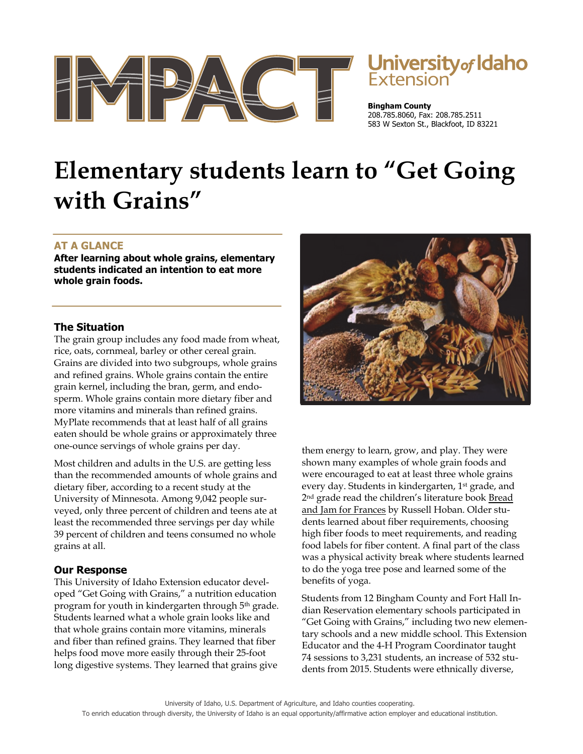# IMPACT

**University of Idaho Extension**

**Bingham County**
208.785.8060, Fax: 208.785.2511
583 W Sexton St., Blackfoot, ID 83221

# Elementary students learn to "Get Going with Grains"

## AT A GLANCE

**After learning about whole grains, elementary students indicated an intention to eat more whole grain foods.**

## The Situation

The grain group includes any food made from wheat, rice, oats, cornmeal, barley or other cereal grain. Grains are divided into two subgroups, whole grains and refined grains. Whole grains contain the entire grain kernel, including the bran, germ, and endosperm. Whole grains contain more dietary fiber and more vitamins and minerals than refined grains. MyPlate recommends that at least half of all grains eaten should be whole grains or approximately three one-ounce servings of whole grains per day.

Most children and adults in the U.S. are getting less than the recommended amounts of whole grains and dietary fiber, according to a recent study at the University of Minnesota. Among 9,042 people surveyed, only three percent of children and teens ate at least the recommended three servings per day while 39 percent of children and teens consumed no whole grains at all.

## Our Response

This University of Idaho Extension educator developed "Get Going with Grains," a nutrition education program for youth in kindergarten through 5th grade. Students learned what a whole grain looks like and that whole grains contain more vitamins, minerals and fiber than refined grains. They learned that fiber helps food move more easily through their 25-foot long digestive systems. They learned that grains give them energy to learn, grow, and play. They were shown many examples of whole grain foods and were encouraged to eat at least three whole grains every day. Students in kindergarten, 1st grade, and 2nd grade read the children's literature book Bread and Jam for Frances by Russell Hoban. Older students learned about fiber requirements, choosing high fiber foods to meet requirements, and reading food labels for fiber content. A final part of the class was a physical activity break where students learned to do the yoga tree pose and learned some of the benefits of yoga.

Students from 12 Bingham County and Fort Hall Indian Reservation elementary schools participated in "Get Going with Grains," including two new elementary schools and a new middle school. This Extension Educator and the 4-H Program Coordinator taught 74 sessions to 3,231 students, an increase of 532 students from 2015. Students were ethnically diverse,

University of Idaho, U.S. Department of Agriculture, and Idaho counties cooperating.
To enrich education through diversity, the University of Idaho is an equal opportunity/affirmative action employer and educational institution.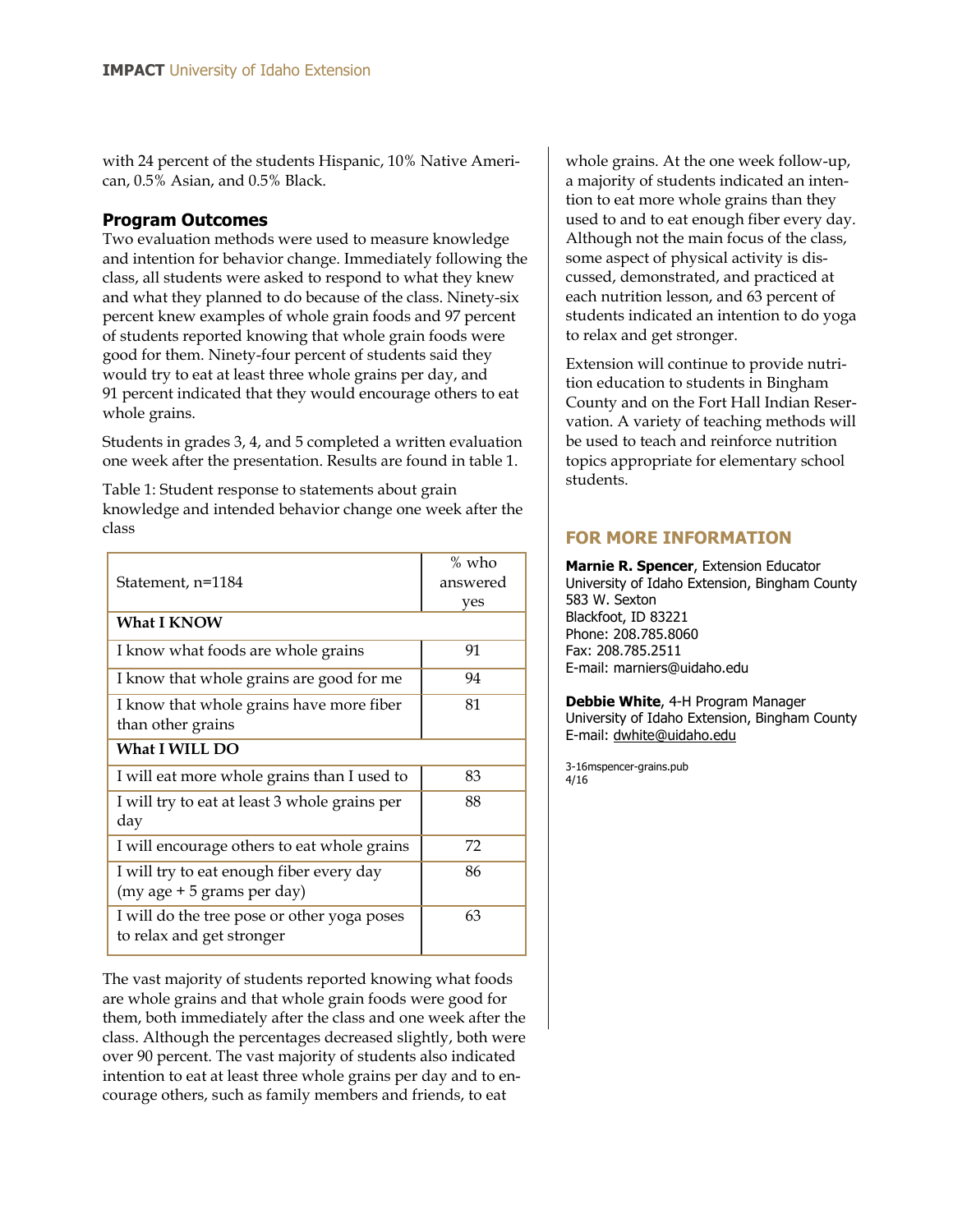with 24 percent of the students Hispanic, 10% Native American, 0.5% Asian, and 0.5% Black.

## Program Outcomes

Two evaluation methods were used to measure knowledge and intention for behavior change. Immediately following the class, all students were asked to respond to what they knew and what they planned to do because of the class. Ninety-six percent knew examples of whole grain foods and 97 percent of students reported knowing that whole grain foods were good for them. Ninety-four percent of students said they would try to eat at least three whole grains per day, and 91 percent indicated that they would encourage others to eat whole grains.

Students in grades 3, 4, and 5 completed a written evaluation one week after the presentation. Results are found in table 1.

Table 1: Student response to statements about grain knowledge and intended behavior change one week after the class

| Statement, n=1184 | % who answered yes |
|---|---|
| **What I KNOW** | |
| I know what foods are whole grains | 91 |
| I know that whole grains are good for me | 94 |
| I know that whole grains have more fiber than other grains | 81 |
| **What I WILL DO** | |
| I will eat more whole grains than I used to | 83 |
| I will try to eat at least 3 whole grains per day | 88 |
| I will encourage others to eat whole grains | 72 |
| I will try to eat enough fiber every day (my age + 5 grams per day) | 86 |
| I will do the tree pose or other yoga poses to relax and get stronger | 63 |

The vast majority of students reported knowing what foods are whole grains and that whole grain foods were good for them, both immediately after the class and one week after the class. Although the percentages decreased slightly, both were over 90 percent. The vast majority of students also indicated intention to eat at least three whole grains per day and to encourage others, such as family members and friends, to eat whole grains. At the one week follow-up, a majority of students indicated an intention to eat more whole grains than they used to and to eat enough fiber every day. Although not the main focus of the class, some aspect of physical activity is discussed, demonstrated, and practiced at each nutrition lesson, and 63 percent of students indicated an intention to do yoga to relax and get stronger.

Extension will continue to provide nutrition education to students in Bingham County and on the Fort Hall Indian Reservation. A variety of teaching methods will be used to teach and reinforce nutrition topics appropriate for elementary school students.

## FOR MORE INFORMATION

**Marnie R. Spencer**, Extension Educator
University of Idaho Extension, Bingham County
583 W. Sexton
Blackfoot, ID 83221
Phone: 208.785.8060
Fax: 208.785.2511
E-mail: marniers@uidaho.edu

**Debbie White**, 4-H Program Manager
University of Idaho Extension, Bingham County
E-mail: dwhite@uidaho.edu

3-16mspencer-grains.pub
4/16